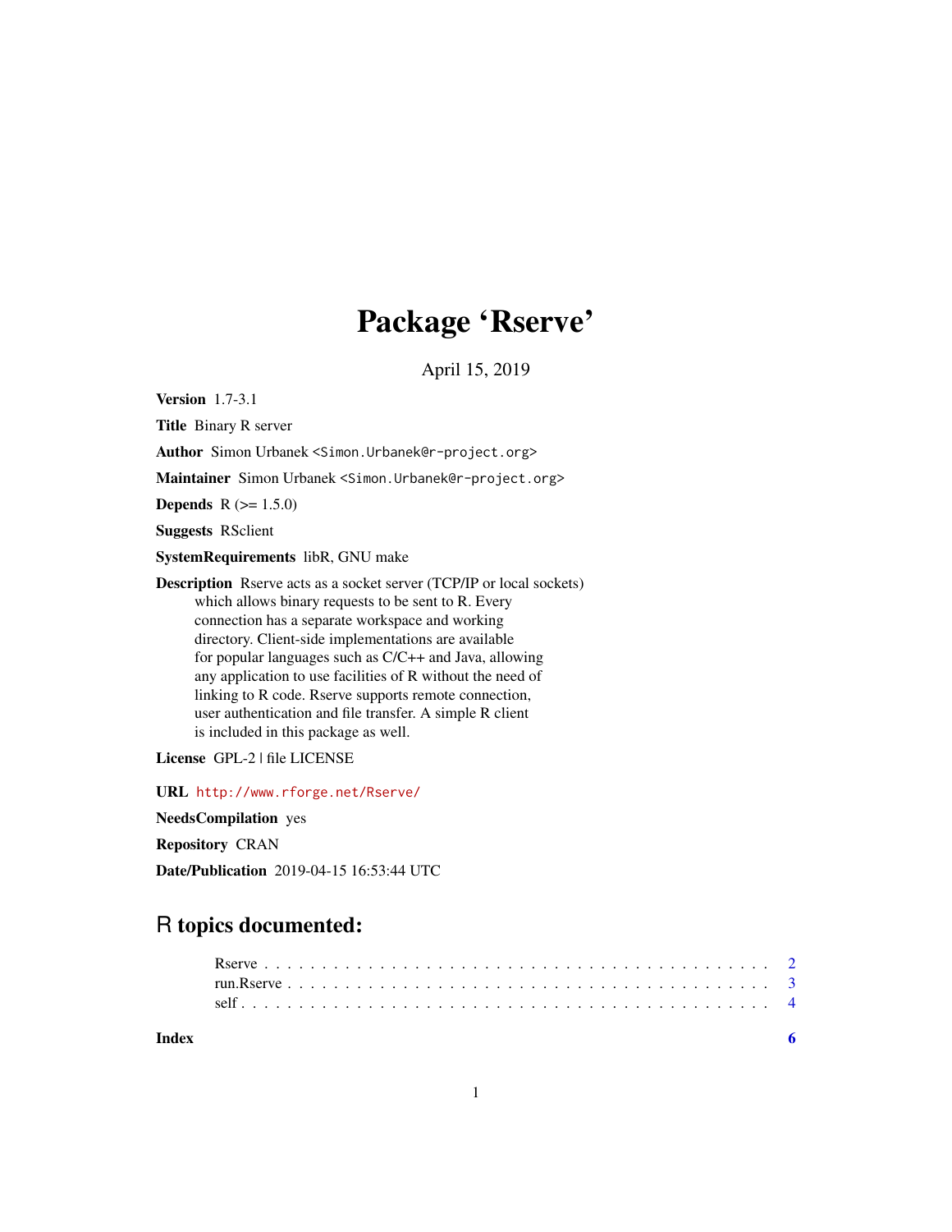# Package 'Rserve'

April 15, 2019

**Version** 1.7-3.1

**Title** Binary R server

**Author** Simon Urbanek <Simon.Urbanek@r-project.org>

**Maintainer** Simon Urbanek <Simon.Urbanek@r-project.org>

**Depends** R (>= 1.5.0)

**Suggests** RSclient

**SystemRequirements** libR, GNU make

**Description** Rserve acts as a socket server (TCP/IP or local sockets) which allows binary requests to be sent to R. Every connection has a separate workspace and working directory. Client-side implementations are available for popular languages such as C/C++ and Java, allowing any application to use facilities of R without the need of linking to R code. Rserve supports remote connection, user authentication and file transfer. A simple R client is included in this package as well.

**License** GPL-2 | file LICENSE

**URL** http://www.rforge.net/Rserve/

**NeedsCompilation** yes

**Repository** CRAN

**Date/Publication** 2019-04-15 16:53:44 UTC

## R topics documented:

| | |
|---|---|
| Rserve | 2 |
| run.Rserve | 3 |
| self | 4 |
| **Index** | **6** |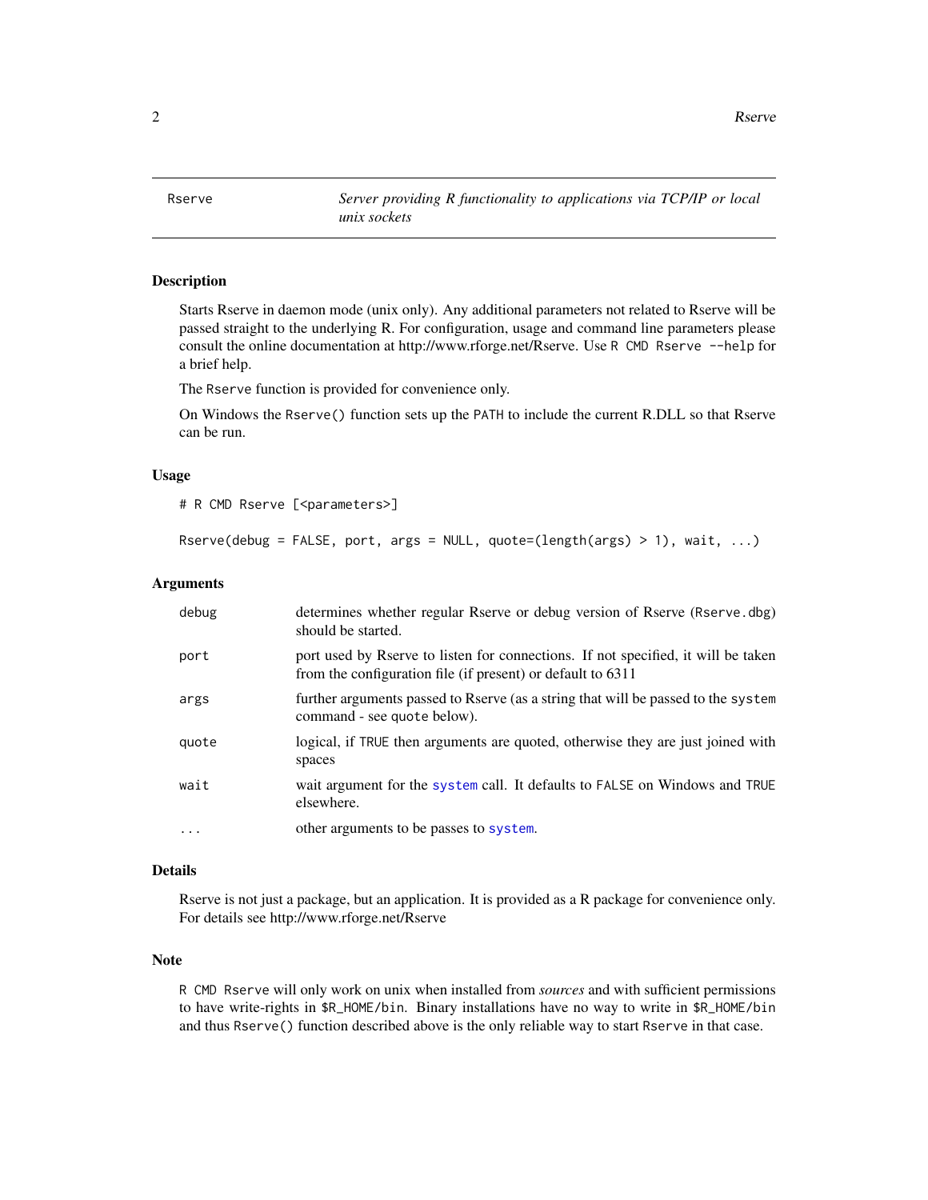Rserve    *Server providing R functionality to applications via TCP/IP or local unix sockets*

### Description

Starts Rserve in daemon mode (unix only). Any additional parameters not related to Rserve will be passed straight to the underlying R. For configuration, usage and command line parameters please consult the online documentation at http://www.rforge.net/Rserve. Use `R CMD Rserve --help` for a brief help.

The `Rserve` function is provided for convenience only.

On Windows the `Rserve()` function sets up the `PATH` to include the current R.DLL so that Rserve can be run.

### Usage

```
# R CMD Rserve [<parameters>]

Rserve(debug = FALSE, port, args = NULL, quote=(length(args) > 1), wait, ...)
```

### Arguments

| | |
|---|---|
| `debug` | determines whether regular Rserve or debug version of Rserve (`Rserve.dbg`) should be started. |
| `port` | port used by Rserve to listen for connections. If not specified, it will be taken from the configuration file (if present) or default to 6311 |
| `args` | further arguments passed to Rserve (as a string that will be passed to the `system` command - see `quote` below). |
| `quote` | logical, if `TRUE` then arguments are quoted, otherwise they are just joined with spaces |
| `wait` | wait argument for the `system` call. It defaults to `FALSE` on Windows and `TRUE` elsewhere. |
| `...` | other arguments to be passes to `system`. |

### Details

Rserve is not just a package, but an application. It is provided as a R package for convenience only. For details see http://www.rforge.net/Rserve

### Note

`R CMD Rserve` will only work on unix when installed from *sources* and with sufficient permissions to have write-rights in `$R_HOME/bin`. Binary installations have no way to write in `$R_HOME/bin` and thus `Rserve()` function described above is the only reliable way to start `Rserve` in that case.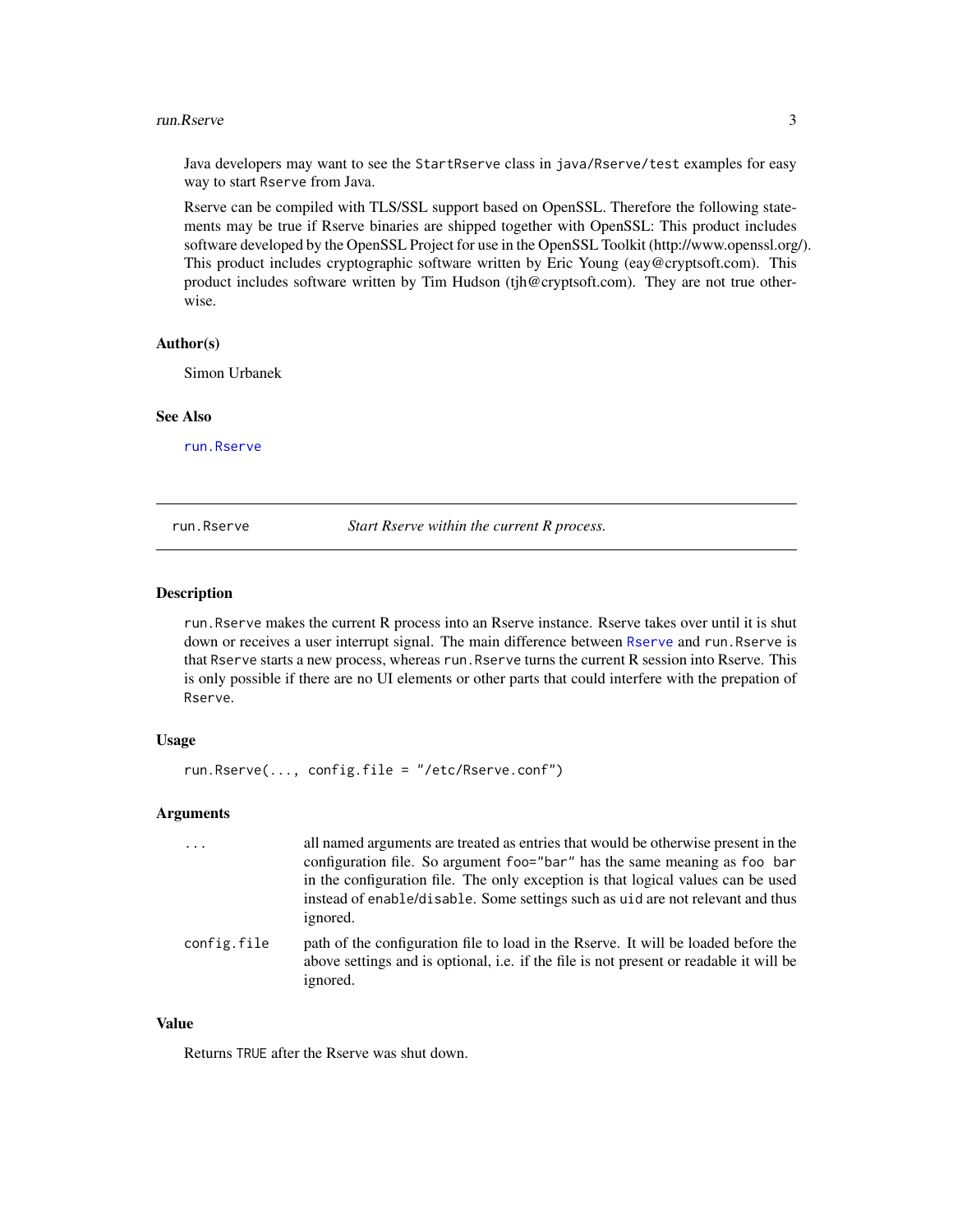Java developers may want to see the `StartRserve` class in `java/Rserve/test` examples for easy way to start `Rserve` from Java.

Rserve can be compiled with TLS/SSL support based on OpenSSL. Therefore the following statements may be true if Rserve binaries are shipped together with OpenSSL: This product includes software developed by the OpenSSL Project for use in the OpenSSL Toolkit (http://www.openssl.org/). This product includes cryptographic software written by Eric Young (eay@cryptsoft.com). This product includes software written by Tim Hudson (tjh@cryptsoft.com). They are not true otherwise.

### Author(s)

Simon Urbanek

### See Also

`run.Rserve`

---

## run.Rserve — *Start Rserve within the current R process.*

### Description

`run.Rserve` makes the current R process into an Rserve instance. Rserve takes over until it is shut down or receives a user interrupt signal. The main difference between `Rserve` and `run.Rserve` is that `Rserve` starts a new process, whereas `run.Rserve` turns the current R session into Rserve. This is only possible if there are no UI elements or other parts that could interfere with the prepation of `Rserve`.

### Usage

```
run.Rserve(..., config.file = "/etc/Rserve.conf")
```

### Arguments

| | |
|---|---|
| `...` | all named arguments are treated as entries that would be otherwise present in the configuration file. So argument `foo="bar"` has the same meaning as `foo bar` in the configuration file. The only exception is that logical values can be used instead of `enable`/`disable`. Some settings such as `uid` are not relevant and thus ignored. |
| `config.file` | path of the configuration file to load in the Rserve. It will be loaded before the above settings and is optional, i.e. if the file is not present or readable it will be ignored. |

### Value

Returns `TRUE` after the Rserve was shut down.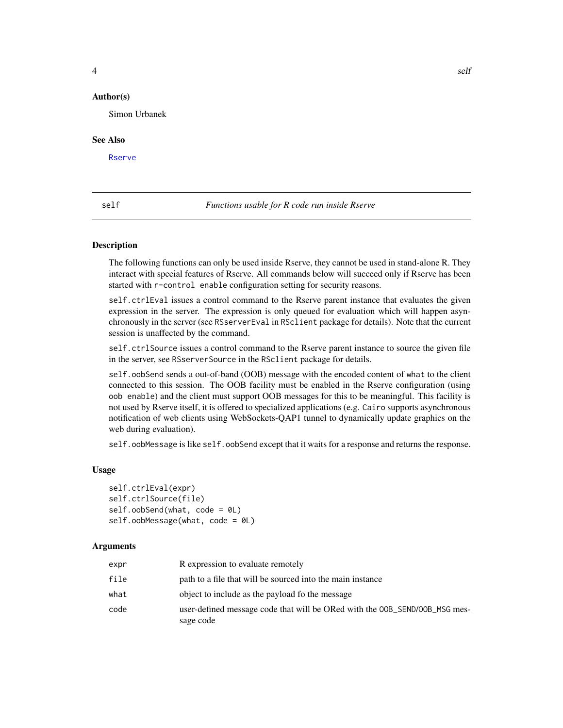## Author(s)

Simon Urbanek

## See Also

Rserve

---

# self — *Functions usable for R code run inside Rserve*

## Description

The following functions can only be used inside Rserve, they cannot be used in stand-alone R. They interact with special features of Rserve. All commands below will succeed only if Rserve has been started with `r-control enable` configuration setting for security reasons.

`self.ctrlEval` issues a control command to the Rserve parent instance that evaluates the given expression in the server. The expression is only queued for evaluation which will happen asynchronously in the server (see `RSserverEval` in `RSclient` package for details). Note that the current session is unaffected by the command.

`self.ctrlSource` issues a control command to the Rserve parent instance to source the given file in the server, see `RSserverSource` in the `RSclient` package for details.

`self.oobSend` sends a out-of-band (OOB) message with the encoded content of `what` to the client connected to this session. The OOB facility must be enabled in the Rserve configuration (using `oob enable`) and the client must support OOB messages for this to be meaningful. This facility is not used by Rserve itself, it is offered to specialized applications (e.g. `Cairo` supports asynchronous notification of web clients using WebSockets-QAP1 tunnel to dynamically update graphics on the web during evaluation).

`self.oobMessage` is like `self.oobSend` except that it waits for a response and returns the response.

## Usage

```
self.ctrlEval(expr)
self.ctrlSource(file)
self.oobSend(what, code = 0L)
self.oobMessage(what, code = 0L)
```

## Arguments

| | |
|---|---|
| `expr` | R expression to evaluate remotely |
| `file` | path to a file that will be sourced into the main instance |
| `what` | object to include as the payload fo the message |
| `code` | user-defined message code that will be ORed with the `OOB_SEND`/`OOB_MSG` message code |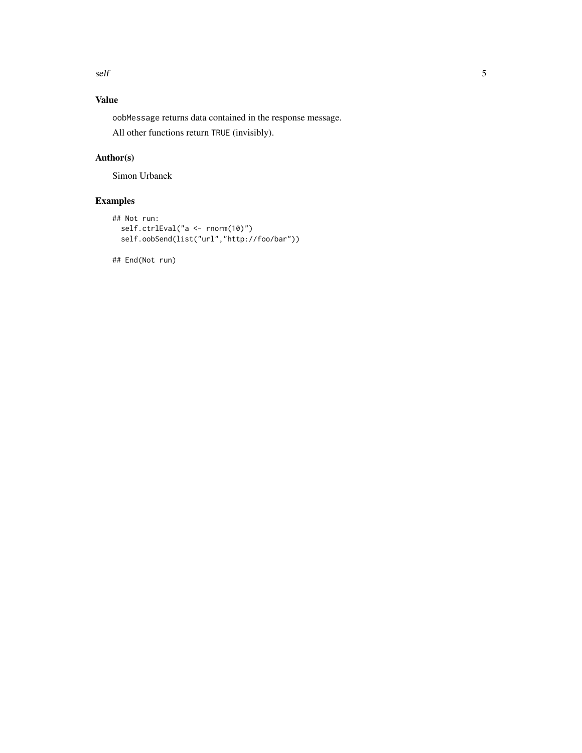## Value

`oobMessage` returns data contained in the response message.

All other functions return `TRUE` (invisibly).

## Author(s)

Simon Urbanek

## Examples

```
## Not run:
  self.ctrlEval("a <- rnorm(10)")
  self.oobSend(list("url","http://foo/bar"))

## End(Not run)
```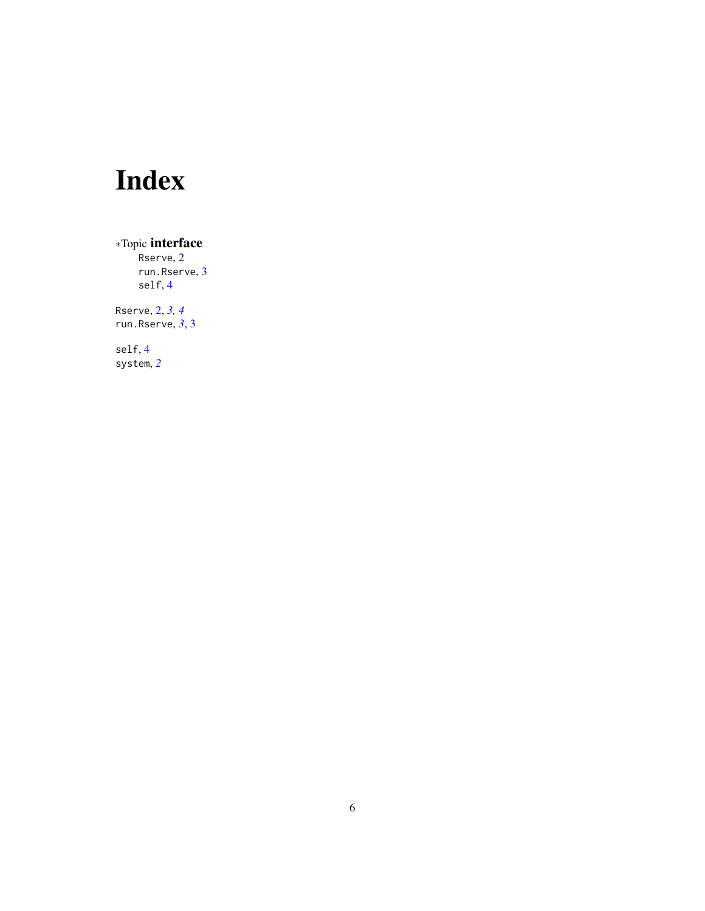# Index

∗Topic **interface**

- Rserve, 2
- run.Rserve, 3
- self, 4

Rserve, 2, *3, 4*
run.Rserve, *3*, 3

self, 4
system, *2*